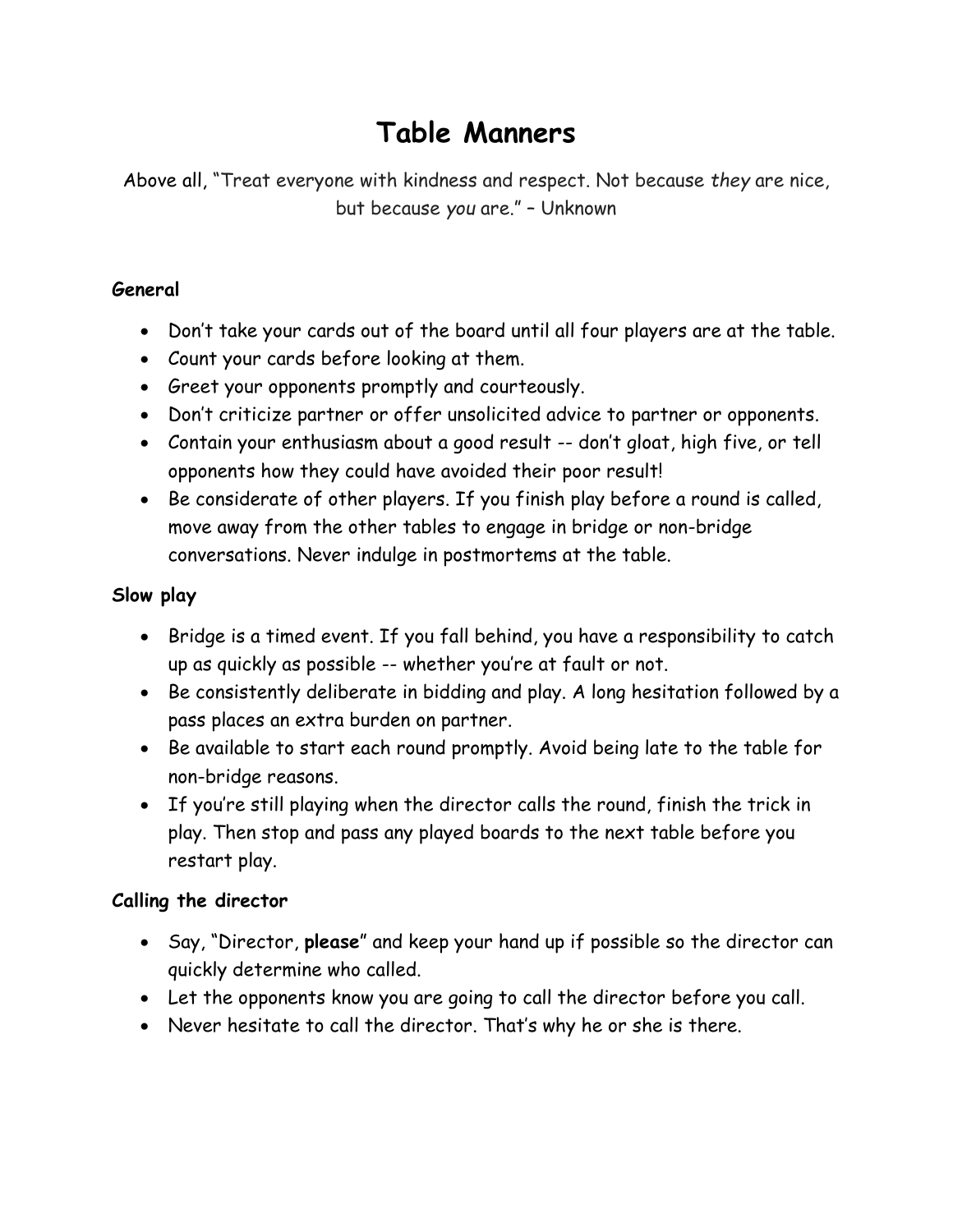# Table Manners

Above all, "Treat everyone with kindness and respect. Not because *they* are nice, but because *you* are." – Unknown

**General**

- Don't take your cards out of the board until all four players are at the table.
- Count your cards before looking at them.
- Greet your opponents promptly and courteously.
- Don't criticize partner or offer unsolicited advice to partner or opponents.
- Contain your enthusiasm about a good result -- don't gloat, high five, or tell opponents how they could have avoided their poor result!
- Be considerate of other players. If you finish play before a round is called, move away from the other tables to engage in bridge or non-bridge conversations. Never indulge in postmortems at the table.

**Slow play**

- Bridge is a timed event. If you fall behind, you have a responsibility to catch up as quickly as possible -- whether you're at fault or not.
- Be consistently deliberate in bidding and play. A long hesitation followed by a pass places an extra burden on partner.
- Be available to start each round promptly. Avoid being late to the table for non-bridge reasons.
- If you're still playing when the director calls the round, finish the trick in play. Then stop and pass any played boards to the next table before you restart play.

**Calling the director**

- Say, "Director, **please**" and keep your hand up if possible so the director can quickly determine who called.
- Let the opponents know you are going to call the director before you call.
- Never hesitate to call the director. That's why he or she is there.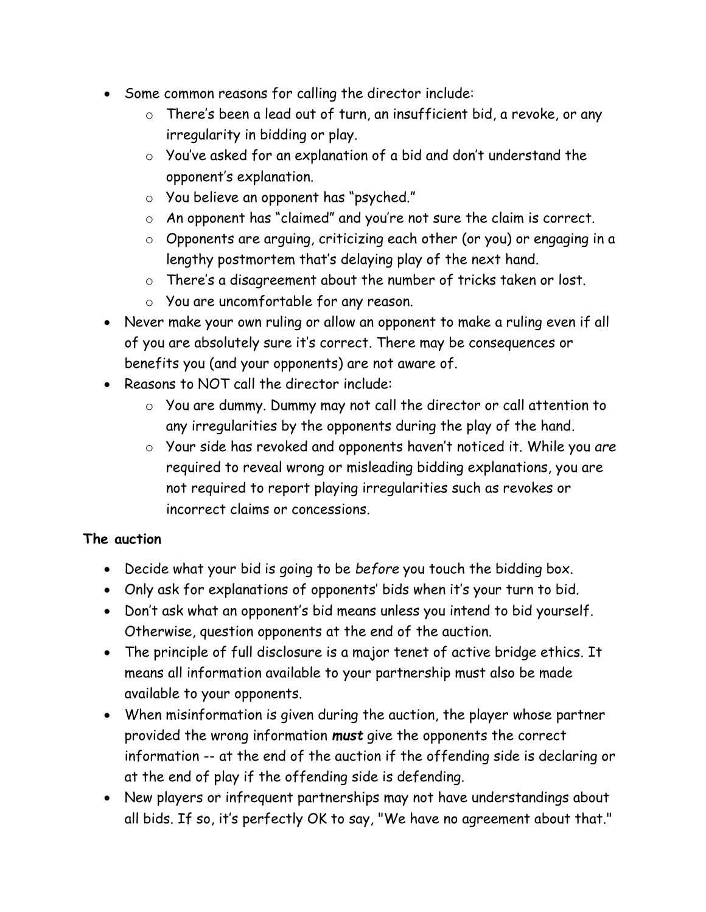- Some common reasons for calling the director include:
  - There's been a lead out of turn, an insufficient bid, a revoke, or any irregularity in bidding or play.
  - You've asked for an explanation of a bid and don't understand the opponent's explanation.
  - You believe an opponent has "psyched."
  - An opponent has "claimed" and you're not sure the claim is correct.
  - Opponents are arguing, criticizing each other (or you) or engaging in a lengthy postmortem that's delaying play of the next hand.
  - There's a disagreement about the number of tricks taken or lost.
  - You are uncomfortable for any reason.
- Never make your own ruling or allow an opponent to make a ruling even if all of you are absolutely sure it's correct. There may be consequences or benefits you (and your opponents) are not aware of.
- Reasons to NOT call the director include:
  - You are dummy. Dummy may not call the director or call attention to any irregularities by the opponents during the play of the hand.
  - Your side has revoked and opponents haven't noticed it. While you *are* required to reveal wrong or misleading bidding explanations, you are not required to report playing irregularities such as revokes or incorrect claims or concessions.

**The auction**

- Decide what your bid is going to be *before* you touch the bidding box.
- Only ask for explanations of opponents' bids when it's your turn to bid.
- Don't ask what an opponent's bid means unless you intend to bid yourself. Otherwise, question opponents at the end of the auction.
- The principle of full disclosure is a major tenet of active bridge ethics. It means all information available to your partnership must also be made available to your opponents.
- When misinformation is given during the auction, the player whose partner provided the wrong information ***must*** give the opponents the correct information -- at the end of the auction if the offending side is declaring or at the end of play if the offending side is defending.
- New players or infrequent partnerships may not have understandings about all bids. If so, it's perfectly OK to say, "We have no agreement about that."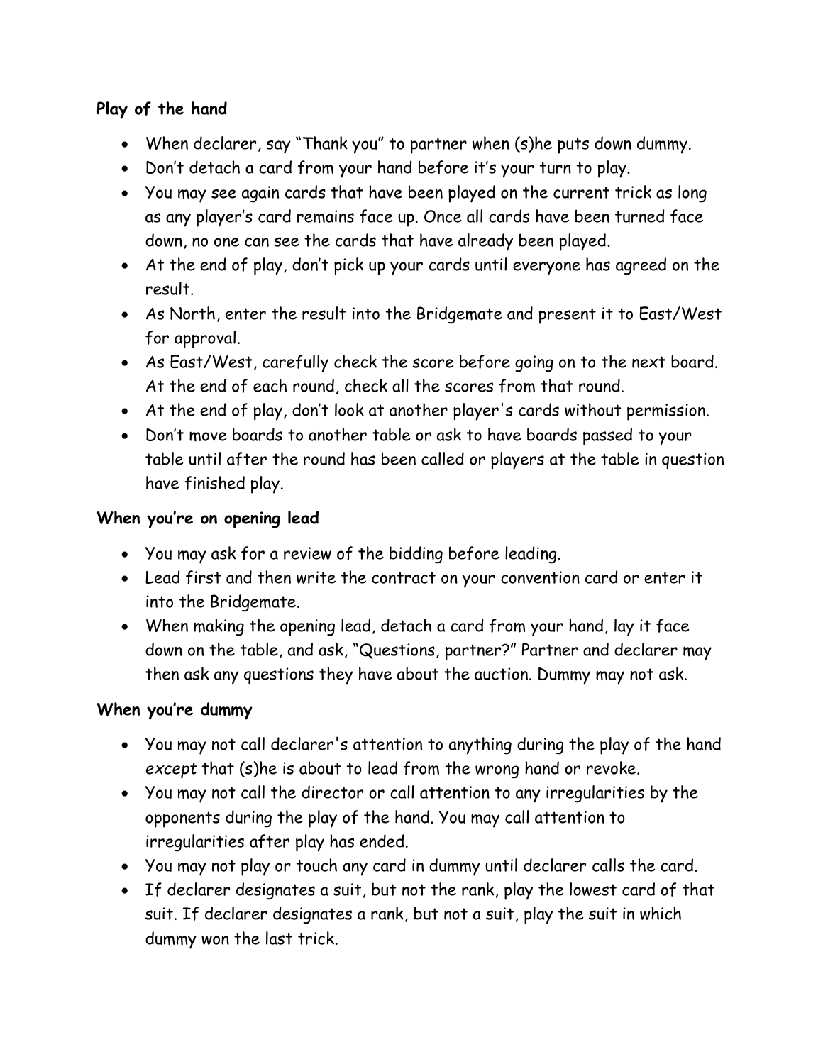**Play of the hand**

- When declarer, say "Thank you" to partner when (s)he puts down dummy.
- Don't detach a card from your hand before it's your turn to play.
- You may see again cards that have been played on the current trick as long as any player's card remains face up. Once all cards have been turned face down, no one can see the cards that have already been played.
- At the end of play, don't pick up your cards until everyone has agreed on the result.
- As North, enter the result into the Bridgemate and present it to East/West for approval.
- As East/West, carefully check the score before going on to the next board. At the end of each round, check all the scores from that round.
- At the end of play, don't look at another player's cards without permission.
- Don't move boards to another table or ask to have boards passed to your table until after the round has been called or players at the table in question have finished play.

**When you're on opening lead**

- You may ask for a review of the bidding before leading.
- Lead first and then write the contract on your convention card or enter it into the Bridgemate.
- When making the opening lead, detach a card from your hand, lay it face down on the table, and ask, "Questions, partner?" Partner and declarer may then ask any questions they have about the auction. Dummy may not ask.

**When you're dummy**

- You may not call declarer's attention to anything during the play of the hand *except* that (s)he is about to lead from the wrong hand or revoke.
- You may not call the director or call attention to any irregularities by the opponents during the play of the hand. You may call attention to irregularities after play has ended.
- You may not play or touch any card in dummy until declarer calls the card.
- If declarer designates a suit, but not the rank, play the lowest card of that suit. If declarer designates a rank, but not a suit, play the suit in which dummy won the last trick.